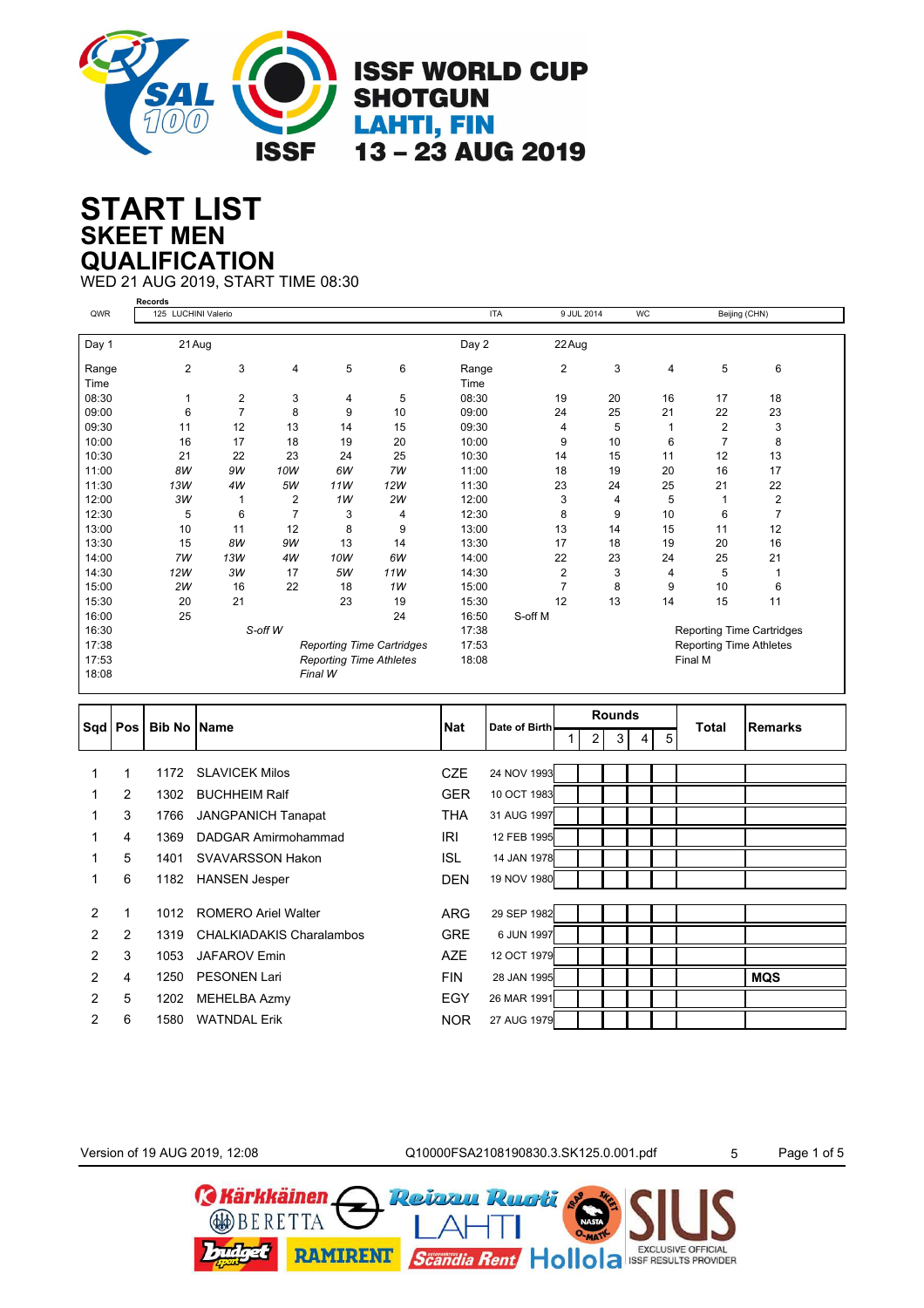# ISSF WORLD CUP SHOTGUN
## LAHTI, FIN
## 13 – 23 AUG 2019

# START LIST
## SKEET MEN
## QUALIFICATION
WED 21 AUG 2019, START TIME 08:30

**Records**

| | | | | | | |
|---|---|---|---|---|---|---|
| QWR | 125 | LUCHINI Valerio | ITA | 9 JUL 2014 | WC | Beijing (CHN) |

| Day 1 | 21 Aug | | | | | Day 2 | 22 Aug | | | | |
|---|---|---|---|---|---|---|---|---|---|---|---|
| Range | 2 | 3 | 4 | 5 | 6 | Range | 2 | 3 | 4 | 5 | 6 |
| Time | | | | | | Time | | | | | |
| 08:30 | 1 | 2 | 3 | 4 | 5 | 08:30 | 19 | 20 | 16 | 17 | 18 |
| 09:00 | 6 | 7 | 8 | 9 | 10 | 09:00 | 24 | 25 | 21 | 22 | 23 |
| 09:30 | 11 | 12 | 13 | 14 | 15 | 09:30 | 4 | 5 | 1 | 2 | 3 |
| 10:00 | 16 | 17 | 18 | 19 | 20 | 10:00 | 9 | 10 | 6 | 7 | 8 |
| 10:30 | 21 | 22 | 23 | 24 | 25 | 10:30 | 14 | 15 | 11 | 12 | 13 |
| 11:00 | *8W* | *9W* | *10W* | *6W* | *7W* | 11:00 | 18 | 19 | 20 | 16 | 17 |
| 11:30 | *13W* | *4W* | *5W* | *11W* | *12W* | 11:30 | 23 | 24 | 25 | 21 | 22 |
| 12:00 | *3W* | 1 | 2 | *1W* | *2W* | 12:00 | 3 | 4 | 5 | 1 | 2 |
| 12:30 | 5 | 6 | 7 | 3 | 4 | 12:30 | 8 | 9 | 10 | 6 | 7 |
| 13:00 | 10 | 11 | 12 | 8 | 9 | 13:00 | 13 | 14 | 15 | 11 | 12 |
| 13:30 | 15 | *8W* | *9W* | 13 | 14 | 13:30 | 17 | 18 | 19 | 20 | 16 |
| 14:00 | *7W* | *13W* | *4W* | *10W* | *6W* | 14:00 | 22 | 23 | 24 | 25 | 21 |
| 14:30 | *12W* | *3W* | 17 | *5W* | *11W* | 14:30 | 2 | 3 | 4 | 5 | 1 |
| 15:00 | *2W* | 16 | 22 | 18 | *1W* | 15:00 | 7 | 8 | 9 | 10 | 6 |
| 15:30 | 20 | 21 | | 23 | 19 | 15:30 | 12 | 13 | 14 | 15 | 11 |
| 16:00 | 25 | | | | 24 | 16:50 | S-off M | | | | |
| 16:30 | *S-off W* | | | | | 17:38 | Reporting Time Cartridges | | | | |
| 17:38 | *Reporting Time Cartridges* | | | | | 17:53 | Reporting Time Athletes | | | | |
| 17:53 | *Reporting Time Athletes* | | | | | 18:08 | Final M | | | | |
| 18:08 | *Final W* | | | | | | | | | | |

| Sqd | Pos | Bib No | Name | Nat | Date of Birth | Rounds 1 | 2 | 3 | 4 | 5 | Total | Remarks |
|---|---|---|---|---|---|---|---|---|---|---|---|---|
| 1 | 1 | 1172 | SLAVICEK Milos | CZE | 24 NOV 1993 | | | | | | | |
| 1 | 2 | 1302 | BUCHHEIM Ralf | GER | 10 OCT 1983 | | | | | | | |
| 1 | 3 | 1766 | JANGPANICH Tanapat | THA | 31 AUG 1997 | | | | | | | |
| 1 | 4 | 1369 | DADGAR Amirmohammad | IRI | 12 FEB 1995 | | | | | | | |
| 1 | 5 | 1401 | SVAVARSSON Hakon | ISL | 14 JAN 1978 | | | | | | | |
| 1 | 6 | 1182 | HANSEN Jesper | DEN | 19 NOV 1980 | | | | | | | |
| 2 | 1 | 1012 | ROMERO Ariel Walter | ARG | 29 SEP 1982 | | | | | | | |
| 2 | 2 | 1319 | CHALKIADAKIS Charalambos | GRE | 6 JUN 1997 | | | | | | | |
| 2 | 3 | 1053 | JAFAROV Emin | AZE | 12 OCT 1979 | | | | | | | |
| 2 | 4 | 1250 | PESONEN Lari | FIN | 28 JAN 1995 | | | | | | | **MQS** |
| 2 | 5 | 1202 | MEHELBA Azmy | EGY | 26 MAR 1991 | | | | | | | |
| 2 | 6 | 1580 | WATNDAL Erik | NOR | 27 AUG 1979 | | | | | | | |

Version of 19 AUG 2019, 12:08 Q10000FSA2108190830.3.SK125.0.001.pdf 5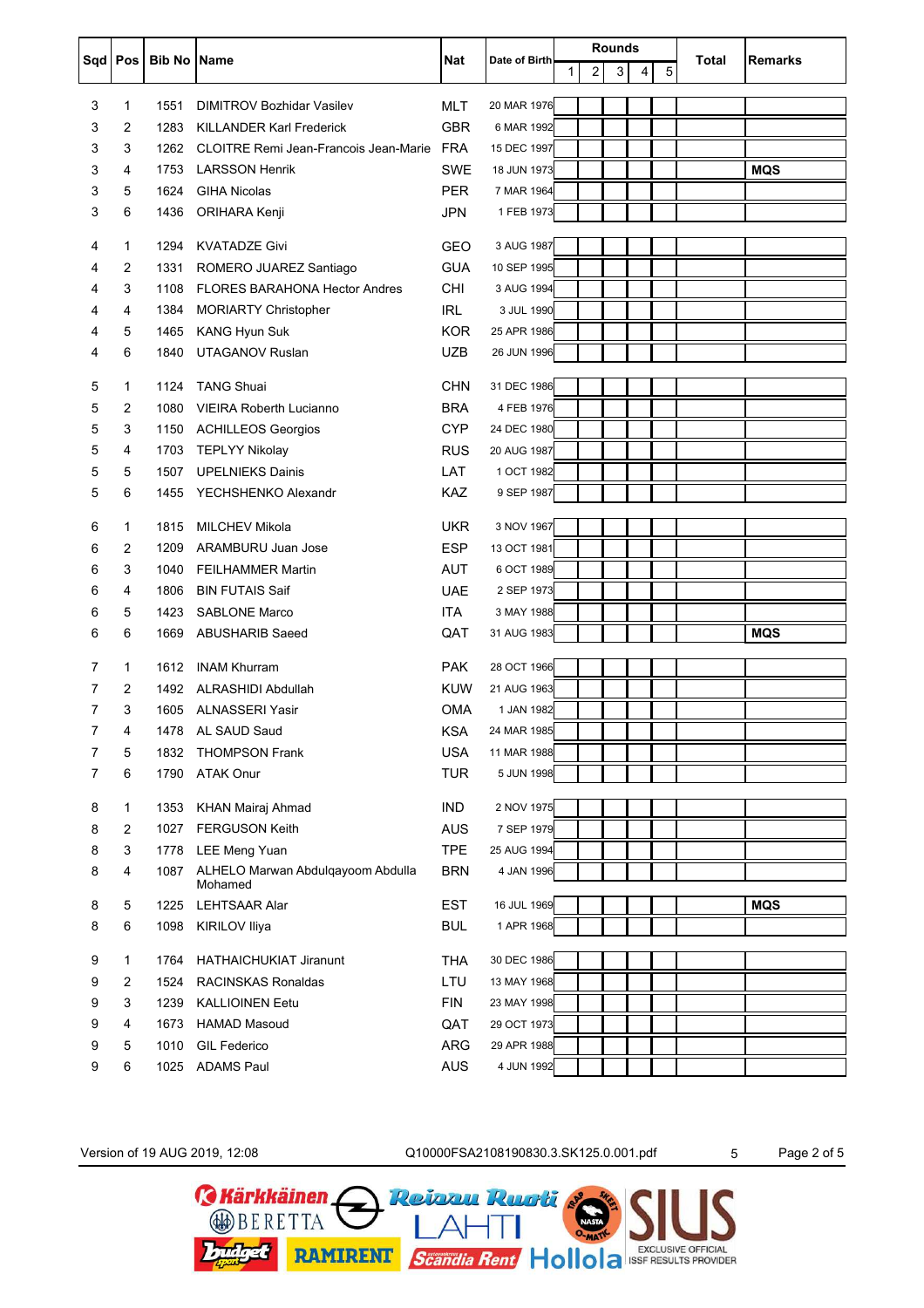| Sqd | Pos | Bib No | Name | Nat | Date of Birth | Rounds | | | | | Total | Remarks |
|---|---|---|---|---|---|---|---|---|---|---|---|---|
| | | | | | | 1 | 2 | 3 | 4 | 5 | | |
| 3 | 1 | 1551 | DIMITROV Bozhidar Vasilev | MLT | 20 MAR 1976 | | | | | | | |
| 3 | 2 | 1283 | KILLANDER Karl Frederick | GBR | 6 MAR 1992 | | | | | | | |
| 3 | 3 | 1262 | CLOITRE Remi Jean-Francois Jean-Marie | FRA | 15 DEC 1997 | | | | | | | |
| 3 | 4 | 1753 | LARSSON Henrik | SWE | 18 JUN 1973 | | | | | | | **MQS** |
| 3 | 5 | 1624 | GIHA Nicolas | PER | 7 MAR 1964 | | | | | | | |
| 3 | 6 | 1436 | ORIHARA Kenji | JPN | 1 FEB 1973 | | | | | | | |
| 4 | 1 | 1294 | KVATADZE Givi | GEO | 3 AUG 1987 | | | | | | | |
| 4 | 2 | 1331 | ROMERO JUAREZ Santiago | GUA | 10 SEP 1995 | | | | | | | |
| 4 | 3 | 1108 | FLORES BARAHONA Hector Andres | CHI | 3 AUG 1994 | | | | | | | |
| 4 | 4 | 1384 | MORIARTY Christopher | IRL | 3 JUL 1990 | | | | | | | |
| 4 | 5 | 1465 | KANG Hyun Suk | KOR | 25 APR 1986 | | | | | | | |
| 4 | 6 | 1840 | UTAGANOV Ruslan | UZB | 26 JUN 1996 | | | | | | | |
| 5 | 1 | 1124 | TANG Shuai | CHN | 31 DEC 1986 | | | | | | | |
| 5 | 2 | 1080 | VIEIRA Roberth Lucianno | BRA | 4 FEB 1976 | | | | | | | |
| 5 | 3 | 1150 | ACHILLEOS Georgios | CYP | 24 DEC 1980 | | | | | | | |
| 5 | 4 | 1703 | TEPLYY Nikolay | RUS | 20 AUG 1987 | | | | | | | |
| 5 | 5 | 1507 | UPELNIEKS Dainis | LAT | 1 OCT 1982 | | | | | | | |
| 5 | 6 | 1455 | YECHSHENKO Alexandr | KAZ | 9 SEP 1987 | | | | | | | |
| 6 | 1 | 1815 | MILCHEV Mikola | UKR | 3 NOV 1967 | | | | | | | |
| 6 | 2 | 1209 | ARAMBURU Juan Jose | ESP | 13 OCT 1981 | | | | | | | |
| 6 | 3 | 1040 | FEILHAMMER Martin | AUT | 6 OCT 1989 | | | | | | | |
| 6 | 4 | 1806 | BIN FUTAIS Saif | UAE | 2 SEP 1973 | | | | | | | |
| 6 | 5 | 1423 | SABLONE Marco | ITA | 3 MAY 1988 | | | | | | | |
| 6 | 6 | 1669 | ABUSHARIB Saeed | QAT | 31 AUG 1983 | | | | | | | **MQS** |
| 7 | 1 | 1612 | INAM Khurram | PAK | 28 OCT 1966 | | | | | | | |
| 7 | 2 | 1492 | ALRASHIDI Abdullah | KUW | 21 AUG 1963 | | | | | | | |
| 7 | 3 | 1605 | ALNASSERI Yasir | OMA | 1 JAN 1982 | | | | | | | |
| 7 | 4 | 1478 | AL SAUD Saud | KSA | 24 MAR 1985 | | | | | | | |
| 7 | 5 | 1832 | THOMPSON Frank | USA | 11 MAR 1988 | | | | | | | |
| 7 | 6 | 1790 | ATAK Onur | TUR | 5 JUN 1998 | | | | | | | |
| 8 | 1 | 1353 | KHAN Mairaj Ahmad | IND | 2 NOV 1975 | | | | | | | |
| 8 | 2 | 1027 | FERGUSON Keith | AUS | 7 SEP 1979 | | | | | | | |
| 8 | 3 | 1778 | LEE Meng Yuan | TPE | 25 AUG 1994 | | | | | | | |
| 8 | 4 | 1087 | ALHELO Marwan Abdulqayoom Abdulla Mohamed | BRN | 4 JAN 1996 | | | | | | | |
| 8 | 5 | 1225 | LEHTSAAR Alar | EST | 16 JUL 1969 | | | | | | | **MQS** |
| 8 | 6 | 1098 | KIRILOV Iliya | BUL | 1 APR 1968 | | | | | | | |
| 9 | 1 | 1764 | HATHAICHUKIAT Jiranunt | THA | 30 DEC 1986 | | | | | | | |
| 9 | 2 | 1524 | RACINSKAS Ronaldas | LTU | 13 MAY 1968 | | | | | | | |
| 9 | 3 | 1239 | KALLIOINEN Eetu | FIN | 23 MAY 1998 | | | | | | | |
| 9 | 4 | 1673 | HAMAD Masoud | QAT | 29 OCT 1973 | | | | | | | |
| 9 | 5 | 1010 | GIL Federico | ARG | 29 APR 1988 | | | | | | | |
| 9 | 6 | 1025 | ADAMS Paul | AUS | 4 JUN 1992 | | | | | | | |

Version of 19 AUG 2019, 12:08 Q10000FSA2108190830.3.SK125.0.001.pdf 5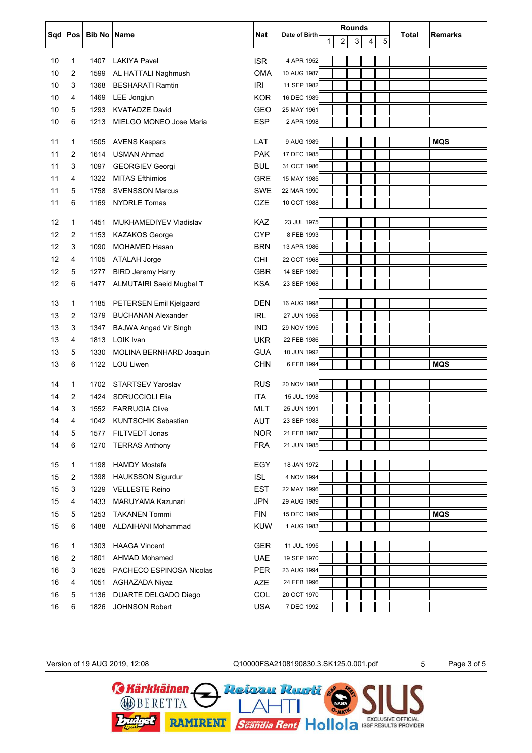| Sqd | Pos | Bib No | Name | Nat | Date of Birth | Rounds | | | | | Total | Remarks |
|---|---|---|---|---|---|---|---|---|---|---|---|---|
| | | | | | | 1 | 2 | 3 | 4 | 5 | | |
| 10 | 1 | 1407 | LAKIYA Pavel | ISR | 4 APR 1952 | | | | | | | |
| 10 | 2 | 1599 | AL HATTALI Naghmush | OMA | 10 AUG 1987 | | | | | | | |
| 10 | 3 | 1368 | BESHARATI Ramtin | IRI | 11 SEP 1982 | | | | | | | |
| 10 | 4 | 1469 | LEE Jongjun | KOR | 16 DEC 1989 | | | | | | | |
| 10 | 5 | 1293 | KVATADZE David | GEO | 25 MAY 1961 | | | | | | | |
| 10 | 6 | 1213 | MIELGO MONEO Jose Maria | ESP | 2 APR 1998 | | | | | | | |
| 11 | 1 | 1505 | AVENS Kaspars | LAT | 9 AUG 1989 | | | | | | | MQS |
| 11 | 2 | 1614 | USMAN Ahmad | PAK | 17 DEC 1985 | | | | | | | |
| 11 | 3 | 1097 | GEORGIEV Georgi | BUL | 31 OCT 1986 | | | | | | | |
| 11 | 4 | 1322 | MITAS Efthimios | GRE | 15 MAY 1985 | | | | | | | |
| 11 | 5 | 1758 | SVENSSON Marcus | SWE | 22 MAR 1990 | | | | | | | |
| 11 | 6 | 1169 | NYDRLE Tomas | CZE | 10 OCT 1988 | | | | | | | |
| 12 | 1 | 1451 | MUKHAMEDIYEV Vladislav | KAZ | 23 JUL 1975 | | | | | | | |
| 12 | 2 | 1153 | KAZAKOS George | CYP | 8 FEB 1993 | | | | | | | |
| 12 | 3 | 1090 | MOHAMED Hasan | BRN | 13 APR 1986 | | | | | | | |
| 12 | 4 | 1105 | ATALAH Jorge | CHI | 22 OCT 1968 | | | | | | | |
| 12 | 5 | 1277 | BIRD Jeremy Harry | GBR | 14 SEP 1989 | | | | | | | |
| 12 | 6 | 1477 | ALMUTAIRI Saeid Mugbel T | KSA | 23 SEP 1968 | | | | | | | |
| 13 | 1 | 1185 | PETERSEN Emil Kjelgaard | DEN | 16 AUG 1998 | | | | | | | |
| 13 | 2 | 1379 | BUCHANAN Alexander | IRL | 27 JUN 1958 | | | | | | | |
| 13 | 3 | 1347 | BAJWA Angad Vir Singh | IND | 29 NOV 1995 | | | | | | | |
| 13 | 4 | 1813 | LOIK Ivan | UKR | 22 FEB 1986 | | | | | | | |
| 13 | 5 | 1330 | MOLINA BERNHARD Joaquin | GUA | 10 JUN 1992 | | | | | | | |
| 13 | 6 | 1122 | LOU Liwen | CHN | 6 FEB 1994 | | | | | | | MQS |
| 14 | 1 | 1702 | STARTSEV Yaroslav | RUS | 20 NOV 1988 | | | | | | | |
| 14 | 2 | 1424 | SDRUCCIOLI Elia | ITA | 15 JUL 1998 | | | | | | | |
| 14 | 3 | 1552 | FARRUGIA Clive | MLT | 25 JUN 1991 | | | | | | | |
| 14 | 4 | 1042 | KUNTSCHIK Sebastian | AUT | 23 SEP 1988 | | | | | | | |
| 14 | 5 | 1577 | FILTVEDT Jonas | NOR | 21 FEB 1987 | | | | | | | |
| 14 | 6 | 1270 | TERRAS Anthony | FRA | 21 JUN 1985 | | | | | | | |
| 15 | 1 | 1198 | HAMDY Mostafa | EGY | 18 JAN 1972 | | | | | | | |
| 15 | 2 | 1398 | HAUKSSON Sigurdur | ISL | 4 NOV 1994 | | | | | | | |
| 15 | 3 | 1229 | VELLESTE Reino | EST | 22 MAY 1996 | | | | | | | |
| 15 | 4 | 1433 | MARUYAMA Kazunari | JPN | 29 AUG 1989 | | | | | | | |
| 15 | 5 | 1253 | TAKANEN Tommi | FIN | 15 DEC 1989 | | | | | | | MQS |
| 15 | 6 | 1488 | ALDAIHANI Mohammad | KUW | 1 AUG 1983 | | | | | | | |
| 16 | 1 | 1303 | HAAGA Vincent | GER | 11 JUL 1995 | | | | | | | |
| 16 | 2 | 1801 | AHMAD Mohamed | UAE | 19 SEP 1970 | | | | | | | |
| 16 | 3 | 1625 | PACHECO ESPINOSA Nicolas | PER | 23 AUG 1994 | | | | | | | |
| 16 | 4 | 1051 | AGHAZADA Niyaz | AZE | 24 FEB 1996 | | | | | | | |
| 16 | 5 | 1136 | DUARTE DELGADO Diego | COL | 20 OCT 1970 | | | | | | | |
| 16 | 6 | 1826 | JOHNSON Robert | USA | 7 DEC 1992 | | | | | | | |

Version of 19 AUG 2019, 12:08 Q10000FSA2108190830.3.SK125.0.001.pdf 5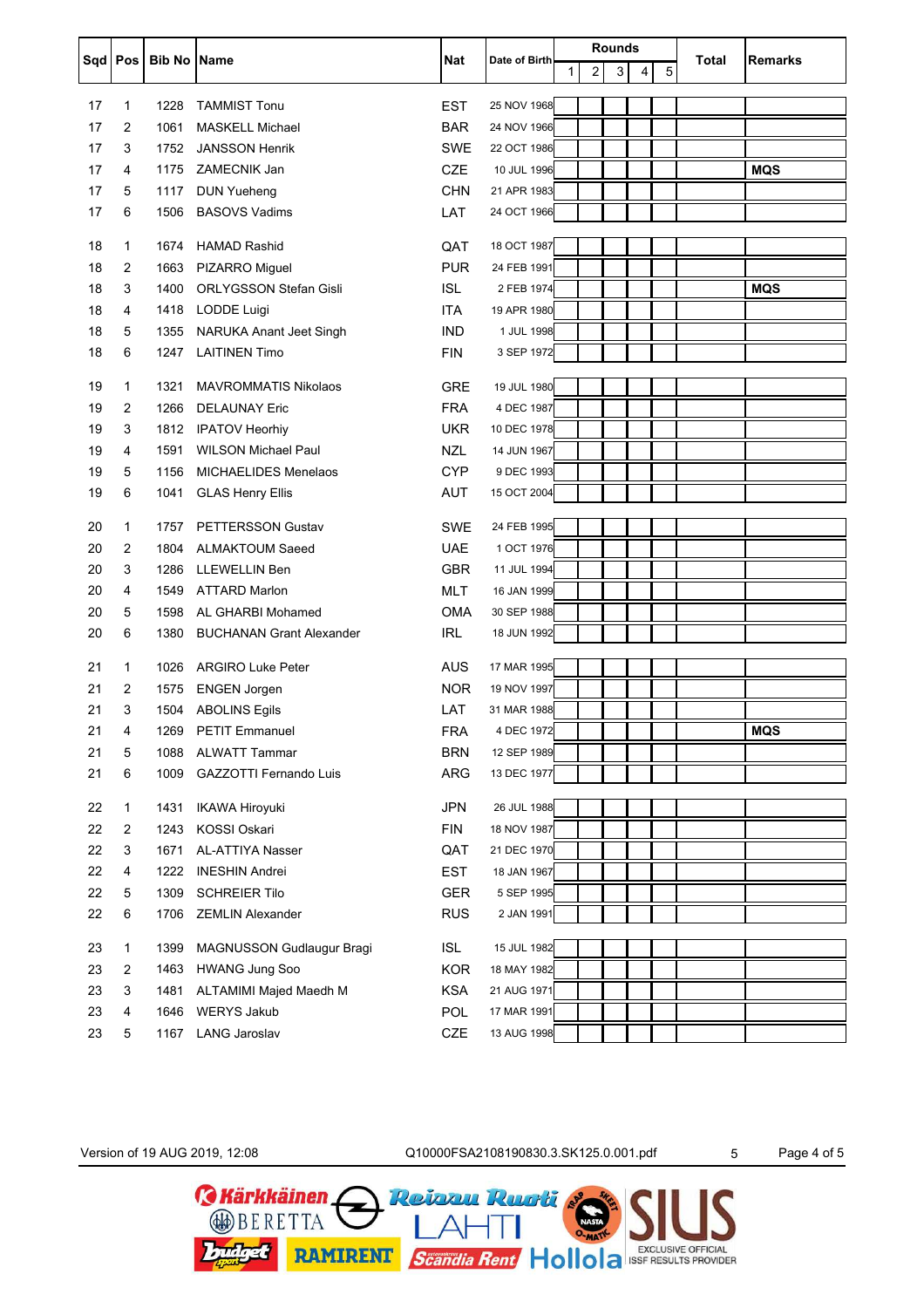| Sqd | Pos | Bib No | Name | Nat | Date of Birth | Rounds | | | | | Total | Remarks |
|---|---|---|---|---|---|---|---|---|---|---|---|---|
| | | | | | | 1 | 2 | 3 | 4 | 5 | | |
| 17 | 1 | 1228 | TAMMIST Tonu | EST | 25 NOV 1968 | | | | | | | |
| 17 | 2 | 1061 | MASKELL Michael | BAR | 24 NOV 1966 | | | | | | | |
| 17 | 3 | 1752 | JANSSON Henrik | SWE | 22 OCT 1986 | | | | | | | |
| 17 | 4 | 1175 | ZAMECNIK Jan | CZE | 10 JUL 1996 | | | | | | | **MQS** |
| 17 | 5 | 1117 | DUN Yueheng | CHN | 21 APR 1983 | | | | | | | |
| 17 | 6 | 1506 | BASOVS Vadims | LAT | 24 OCT 1966 | | | | | | | |
| 18 | 1 | 1674 | HAMAD Rashid | QAT | 18 OCT 1987 | | | | | | | |
| 18 | 2 | 1663 | PIZARRO Miguel | PUR | 24 FEB 1991 | | | | | | | |
| 18 | 3 | 1400 | ORLYGSSON Stefan Gisli | ISL | 2 FEB 1974 | | | | | | | **MQS** |
| 18 | 4 | 1418 | LODDE Luigi | ITA | 19 APR 1980 | | | | | | | |
| 18 | 5 | 1355 | NARUKA Anant Jeet Singh | IND | 1 JUL 1998 | | | | | | | |
| 18 | 6 | 1247 | LAITINEN Timo | FIN | 3 SEP 1972 | | | | | | | |
| 19 | 1 | 1321 | MAVROMMATIS Nikolaos | GRE | 19 JUL 1980 | | | | | | | |
| 19 | 2 | 1266 | DELAUNAY Eric | FRA | 4 DEC 1987 | | | | | | | |
| 19 | 3 | 1812 | IPATOV Heorhiy | UKR | 10 DEC 1978 | | | | | | | |
| 19 | 4 | 1591 | WILSON Michael Paul | NZL | 14 JUN 1967 | | | | | | | |
| 19 | 5 | 1156 | MICHAELIDES Menelaos | CYP | 9 DEC 1993 | | | | | | | |
| 19 | 6 | 1041 | GLAS Henry Ellis | AUT | 15 OCT 2004 | | | | | | | |
| 20 | 1 | 1757 | PETTERSSON Gustav | SWE | 24 FEB 1995 | | | | | | | |
| 20 | 2 | 1804 | ALMAKTOUM Saeed | UAE | 1 OCT 1976 | | | | | | | |
| 20 | 3 | 1286 | LLEWELLIN Ben | GBR | 11 JUL 1994 | | | | | | | |
| 20 | 4 | 1549 | ATTARD Marlon | MLT | 16 JAN 1999 | | | | | | | |
| 20 | 5 | 1598 | AL GHARBI Mohamed | OMA | 30 SEP 1988 | | | | | | | |
| 20 | 6 | 1380 | BUCHANAN Grant Alexander | IRL | 18 JUN 1992 | | | | | | | |
| 21 | 1 | 1026 | ARGIRO Luke Peter | AUS | 17 MAR 1995 | | | | | | | |
| 21 | 2 | 1575 | ENGEN Jorgen | NOR | 19 NOV 1997 | | | | | | | |
| 21 | 3 | 1504 | ABOLINS Egils | LAT | 31 MAR 1988 | | | | | | | |
| 21 | 4 | 1269 | PETIT Emmanuel | FRA | 4 DEC 1972 | | | | | | | **MQS** |
| 21 | 5 | 1088 | ALWATT Tammar | BRN | 12 SEP 1989 | | | | | | | |
| 21 | 6 | 1009 | GAZZOTTI Fernando Luis | ARG | 13 DEC 1977 | | | | | | | |
| 22 | 1 | 1431 | IKAWA Hiroyuki | JPN | 26 JUL 1988 | | | | | | | |
| 22 | 2 | 1243 | KOSSI Oskari | FIN | 18 NOV 1987 | | | | | | | |
| 22 | 3 | 1671 | AL-ATTIYA Nasser | QAT | 21 DEC 1970 | | | | | | | |
| 22 | 4 | 1222 | INESHIN Andrei | EST | 18 JAN 1967 | | | | | | | |
| 22 | 5 | 1309 | SCHREIER Tilo | GER | 5 SEP 1995 | | | | | | | |
| 22 | 6 | 1706 | ZEMLIN Alexander | RUS | 2 JAN 1991 | | | | | | | |
| 23 | 1 | 1399 | MAGNUSSON Gudlaugur Bragi | ISL | 15 JUL 1982 | | | | | | | |
| 23 | 2 | 1463 | HWANG Jung Soo | KOR | 18 MAY 1982 | | | | | | | |
| 23 | 3 | 1481 | ALTAMIMI Majed Maedh M | KSA | 21 AUG 1971 | | | | | | | |
| 23 | 4 | 1646 | WERYS Jakub | POL | 17 MAR 1991 | | | | | | | |
| 23 | 5 | 1167 | LANG Jaroslav | CZE | 13 AUG 1998 | | | | | | | |

Version of 19 AUG 2019, 12:08 Q10000FSA2108190830.3.SK125.0.001.pdf 5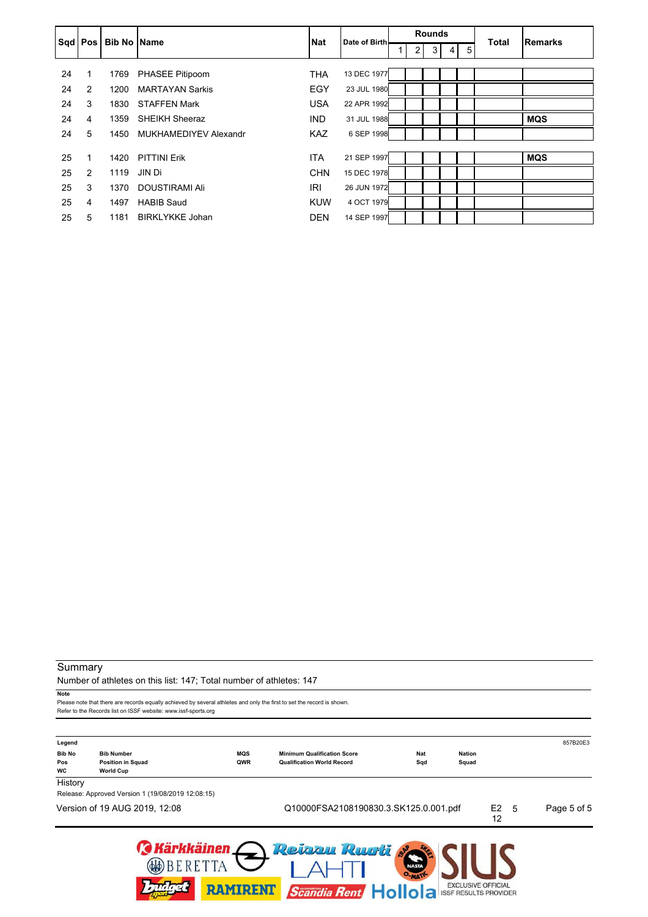| Sqd | Pos | Bib No | Name | Nat | Date of Birth | Rounds | | | | | Total | Remarks |
|---|---|---|---|---|---|---|---|---|---|---|---|---|
| | | | | | | 1 | 2 | 3 | 4 | 5 | | |
| 24 | 1 | 1769 | PHASEE Pitipoom | THA | 13 DEC 1977 | | | | | | | |
| 24 | 2 | 1200 | MARTAYAN Sarkis | EGY | 23 JUL 1980 | | | | | | | |
| 24 | 3 | 1830 | STAFFEN Mark | USA | 22 APR 1992 | | | | | | | |
| 24 | 4 | 1359 | SHEIKH Sheeraz | IND | 31 JUL 1988 | | | | | | | **MQS** |
| 24 | 5 | 1450 | MUKHAMEDIYEV Alexandr | KAZ | 6 SEP 1998 | | | | | | | |
| 25 | 1 | 1420 | PITTINI Erik | ITA | 21 SEP 1997 | | | | | | | **MQS** |
| 25 | 2 | 1119 | JIN Di | CHN | 15 DEC 1978 | | | | | | | |
| 25 | 3 | 1370 | DOUSTIRAMI Ali | IRI | 26 JUN 1972 | | | | | | | |
| 25 | 4 | 1497 | HABIB Saud | KUW | 4 OCT 1979 | | | | | | | |
| 25 | 5 | 1181 | BIRKLYKKE Johan | DEN | 14 SEP 1997 | | | | | | | |

## Summary

Number of athletes on this list: 147; Total number of athletes: 147

**Note**

Please note that there are records equally achieved by several athletes and only the first to set the record is shown.
Refer to the Records list on ISSF website: www.issf-sports.org

**Legend**

857B20E3

| | | | | | |
|---|---|---|---|---|---|
| **Bib No** | **Bib Number** | **MQS** | **Minimum Qualification Score** | **Nat** | **Nation** |
| **Pos** | **Position in Squad** | **QWR** | **Qualification World Record** | **Sqd** | **Squad** |
| **WC** | **World Cup** | | | | |

History

Release: Approved Version 1 (19/08/2019 12:08:15)

Version of 19 AUG 2019, 12:08 Q10000FSA2108190830.3.SK125.0.001.pdf E2 5 12

Kärkkäinen BERETTA budget RAMIRENT Reissu Ruoti LAHTI Scandia Rent Hollola TRAP SKEET NASTA O-MATIC SIUS EXCLUSIVE OFFICIAL ISSF RESULTS PROVIDER